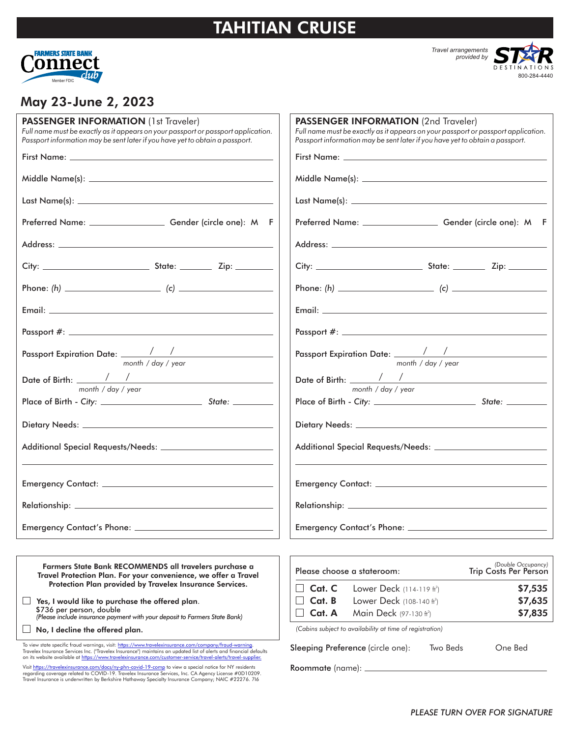# TAHITIAN CRUISE

FARMERS STATE BANK Connect club
Member FDIC

*Travel arrangements provided by* STAR DESTINATIONS
800-284-4440

## May 23-June 2, 2023

### PASSENGER INFORMATION (1st Traveler)

*Full name must be exactly as it appears on your passport or passport application. Passport information may be sent later if you have yet to obtain a passport.*

First Name: ______________________

Middle Name(s): ______________________

Last Name(s): ______________________

Preferred Name: ______________ Gender (circle one): M F

Address: ______________________

City: ______________ State: ________ Zip: ________

Phone: *(h)* ______________ *(c)* ______________

Email: ______________________

Passport #: ______________________

Passport Expiration Date: ____ / ____ / ____
*month / day / year*

Date of Birth: ____ / ____ / ____
*month / day / year*

Place of Birth - *City:* ______________ *State:* ________

Dietary Needs: ______________________

Additional Special Requests/Needs: ______________________

Emergency Contact: ______________________

Relationship: ______________________

Emergency Contact's Phone: ______________________

### PASSENGER INFORMATION (2nd Traveler)

*Full name must be exactly as it appears on your passport or passport application. Passport information may be sent later if you have yet to obtain a passport.*

First Name: ______________________

Middle Name(s): ______________________

Last Name(s): ______________________

Preferred Name: ______________ Gender (circle one): M F

Address: ______________________

City: ______________ State: ________ Zip: ________

Phone: *(h)* ______________ *(c)* ______________

Email: ______________________

Passport #: ______________________

Passport Expiration Date: ____ / ____ / ____
*month / day / year*

Date of Birth: ____ / ____ / ____
*month / day / year*

Place of Birth - *City:* ______________ *State:* ________

Dietary Needs: ______________________

Additional Special Requests/Needs: ______________________

Emergency Contact: ______________________

Relationship: ______________________

Emergency Contact's Phone: ______________________

---

**Farmers State Bank RECOMMENDS all travelers purchase a Travel Protection Plan. For your convenience, we offer a Travel Protection Plan provided by Travelex Insurance Services.**

☐ **Yes, I would like to purchase the offered plan.**
$736 per person, double
*(Please include insurance payment with your deposit to Farmers State Bank)*

☐ **No, I decline the offered plan.**

To view state specific fraud warnings, visit: https://www.travelexinsurance.com/company/fraud-warning. Travelex Insurance Services Inc. ("Travelex Insurance") maintains an updated list of alerts and financial defaults on its website available at https://www.travelexinsurance.com/customer-service/travel-alerts/travel-supplier.

Visit https://travelexinsurance.com/docs/ny-phn-covid-19-comp to view a special notice for NY residents regarding coverage related to COVID-19. Travelex Insurance Services, Inc. CA Agency License #0D10209. Travel Insurance is underwritten by Berkshire Hathaway Specialty Insurance Company; NAIC #22276. 7I6

| Please choose a stateroom: | | *(Double Occupancy)* Trip Costs Per Person |
|---|---|---|
| ☐ **Cat. C** | Lower Deck (114-119 ft²) | **$7,535** |
| ☐ **Cat. B** | Lower Deck (108-140 ft²) | **$7,635** |
| ☐ **Cat. A** | Main Deck (97-130 ft²) | **$7,835** |

*(Cabins subject to availability at time of registration)*

Sleeping Preference (circle one): Two Beds One Bed

Roommate (name): ______________________

*PLEASE TURN OVER FOR SIGNATURE*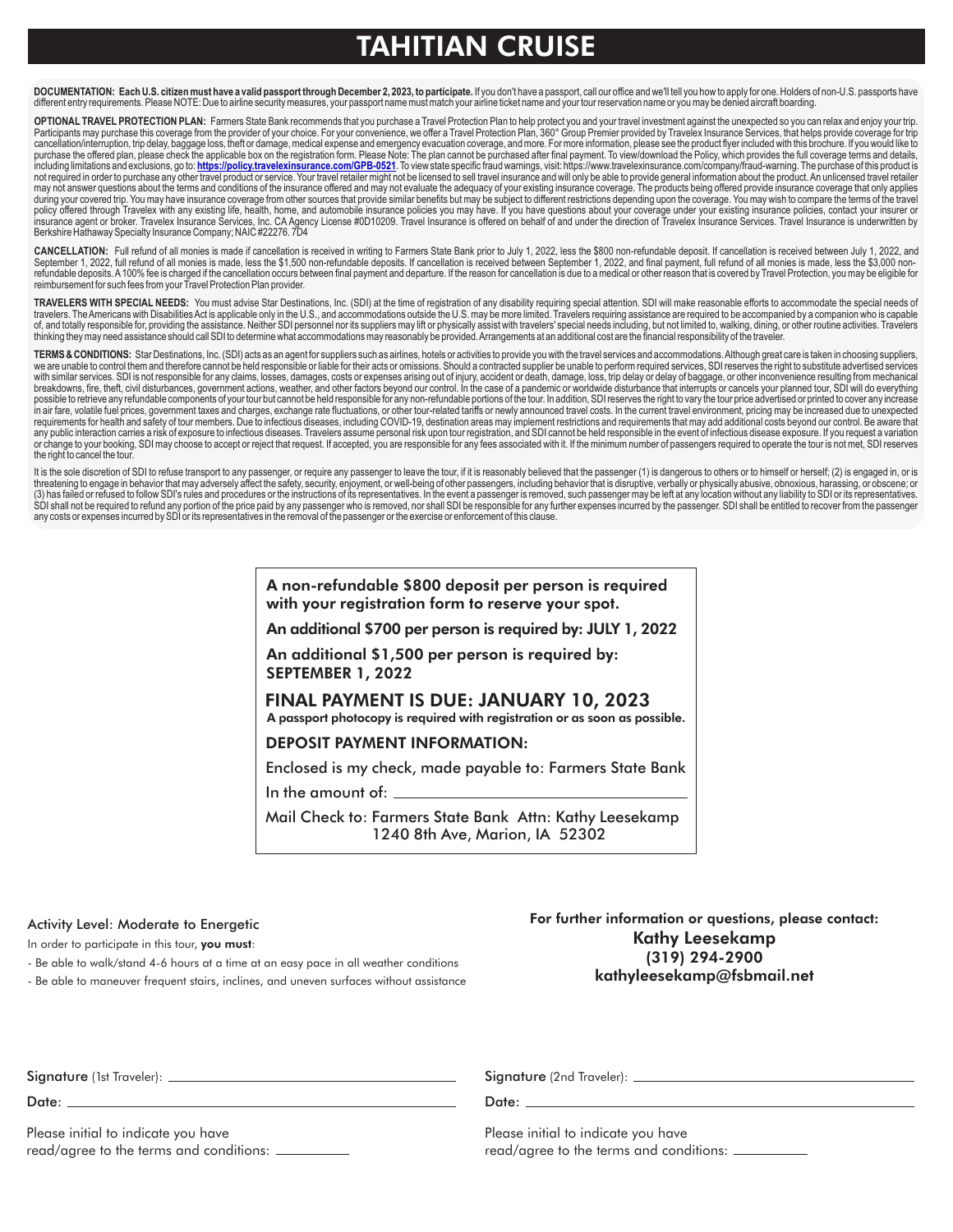# TAHITIAN CRUISE

**DOCUMENTATION: Each U.S. citizen must have a valid passport through December 2, 2023, to participate.** If you don't have a passport, call our office and we'll tell you how to apply for one. Holders of non-U.S. passports have different entry requirements. Please NOTE: Due to airline security measures, your passport name must match your airline ticket name and your tour reservation name or you may be denied aircraft boarding.

**OPTIONAL TRAVEL PROTECTION PLAN:** Farmers State Bank recommends that you purchase a Travel Protection Plan to help protect you and your travel investment against the unexpected so you can relax and enjoy your trip. Participants may purchase this coverage from the provider of your choice. For your convenience, we offer a Travel Protection Plan, 360° Group Premier provided by Travelex Insurance Services, that helps provide coverage for trip cancellation/interruption, trip delay, baggage loss, theft or damage, medical expense and emergency evacuation coverage, and more. For more information, please see the product flyer included with this brochure. If you would like to purchase the offered plan, please check the applicable box on the registration form. Please Note: The plan cannot be purchased after final payment. To view/download the Policy, which provides the full coverage terms and details, including limitations and exclusions, go to: **https://policy.travelexinsurance.com/GPB-0521**. To view state specific fraud warnings, visit: https://www.travelexinsurance.com/company/fraud-warning. The purchase of this product is not required in order to purchase any other travel product or service. Your travel retailer might not be licensed to sell travel insurance and will only be able to provide general information about the product. An unlicensed travel retailer may not answer questions about the terms and conditions of the insurance offered and may not evaluate the adequacy of your existing insurance coverage. The products being offered provide insurance coverage that only applies during your covered trip. You may have insurance coverage from other sources that provide similar benefits but may be subject to different restrictions depending upon the coverage. You may wish to compare the terms of the travel policy offered through Travelex with any existing life, health, home, and automobile insurance policies you may have. If you have questions about your coverage under your existing insurance policies, contact your insurer or insurance agent or broker. Travelex Insurance Services, Inc. CA Agency License #0D10209. Travel Insurance is offered on behalf of and under the direction of Travelex Insurance Services. Travel Insurance is underwritten by Berkshire Hathaway Specialty Insurance Company; NAIC #22276. 7D4

**CANCELLATION:** Full refund of all monies is made if cancellation is received in writing to Farmers State Bank prior to July 1, 2022, less the $800 non-refundable deposit. If cancellation is received between July 1, 2022, and September 1, 2022, full refund of all monies is made, less the $1,500 non-refundable deposits. If cancellation is received between September 1, 2022, and final payment, full refund of all monies is made, less the $3,000 non-refundable deposits. A 100% fee is charged if the cancellation occurs between final payment and departure. If the reason for cancellation is due to a medical or other reason that is covered by Travel Protection, you may be eligible for reimbursement for such fees from your Travel Protection Plan provider.

**TRAVELERS WITH SPECIAL NEEDS:** You must advise Star Destinations, Inc. (SDI) at the time of registration of any disability requiring special attention. SDI will make reasonable efforts to accommodate the special needs of travelers. The Americans with Disabilities Act is applicable only in the U.S., and accommodations outside the U.S. may be more limited. Travelers requiring assistance are required to be accompanied by a companion who is capable of, and totally responsible for, providing the assistance. Neither SDI personnel nor its suppliers may lift or physically assist with travelers' special needs including, but not limited to, walking, dining, or other routine activities. Travelers thinking they may need assistance should call SDI to determine what accommodations may reasonably be provided. Arrangements at an additional cost are the financial responsibility of the traveler.

**TERMS & CONDITIONS:** Star Destinations, Inc. (SDI) acts as an agent for suppliers such as airlines, hotels or activities to provide you with the travel services and accommodations. Although great care is taken in choosing suppliers, we are unable to control them and therefore cannot be held responsible or liable for their acts or omissions. Should a contracted supplier be unable to perform required services, SDI reserves the right to substitute advertised services with similar services. SDI is not responsible for any claims, losses, damages, costs or expenses arising out of injury, accident or death, damage, loss, trip delay or delay of baggage, or other inconvenience resulting from mechanical breakdowns, fire, theft, civil disturbances, government actions, weather, and other factors beyond our control. In the case of a pandemic or worldwide disturbance that interrupts or cancels your planned tour, SDI will do everything possible to retrieve any refundable components of your tour but cannot be held responsible for any non-refundable portions of the tour. In addition, SDI reserves the right to vary the tour price advertised or printed to cover any increase in air fare, volatile fuel prices, government taxes and charges, exchange rate fluctuations, or other tour-related tariffs or newly announced travel costs. In the current travel environment, pricing may be increased due to unexpected requirements for health and safety of tour members. Due to infectious diseases, including COVID-19, destination areas may implement restrictions and requirements that may add additional costs beyond our control. Be aware that any public interaction carries a risk of exposure to infectious diseases. Travelers assume personal risk upon tour registration, and SDI cannot be held responsible in the event of infectious disease exposure. If you request a variation or change to your booking, SDI may choose to accept or reject that request. If accepted, you are responsible for any fees associated with it. If the minimum number of passengers required to operate the tour is not met, SDI reserves the right to cancel the tour.

It is the sole discretion of SDI to refuse transport to any passenger, or require any passenger to leave the tour, if it is reasonably believed that the passenger (1) is dangerous to others or to himself or herself; (2) is engaged in, or is threatening to engage in behavior that may adversely affect the safety, security, enjoyment, or well-being of other passengers, including behavior that is disruptive, verbally or physically abusive, obnoxious, harassing, or obscene; or (3) has failed or refused to follow SDI's rules and procedures or the instructions of its representatives. In the event a passenger is removed, such passenger may be left at any location without any liability to SDI or its representatives. SDI shall not be required to refund any portion of the price paid by any passenger who is removed, nor shall SDI be responsible for any further expenses incurred by the passenger. SDI shall be entitled to recover from the passenger any costs or expenses incurred by SDI or its representatives in the removal of the passenger or the exercise or enforcement of this clause.

A non-refundable $800 deposit per person is required with your registration form to reserve your spot.

An additional $700 per person is required by: JULY 1, 2022

An additional $1,500 per person is required by: SEPTEMBER 1, 2022

**FINAL PAYMENT IS DUE: JANUARY 10, 2023**

A passport photocopy is required with registration or as soon as possible.

**DEPOSIT PAYMENT INFORMATION:**

Enclosed is my check, made payable to: Farmers State Bank

In the amount of: ____________________

Mail Check to: Farmers State Bank Attn: Kathy Leesekamp
1240 8th Ave, Marion, IA 52302

Activity Level: Moderate to Energetic

In order to participate in this tour, **you must**:

- Be able to walk/stand 4-6 hours at a time at an easy pace in all weather conditions
- Be able to maneuver frequent stairs, inclines, and uneven surfaces without assistance

**For further information or questions, please contact:**
Kathy Leesekamp
(319) 294-2900
kathyleesekamp@fsbmail.net

**Signature** (1st Traveler): ____________________

Date: ____________________

Please initial to indicate you have read/agree to the terms and conditions: __________

**Signature** (2nd Traveler): ____________________

Date: ____________________

Please initial to indicate you have read/agree to the terms and conditions: __________